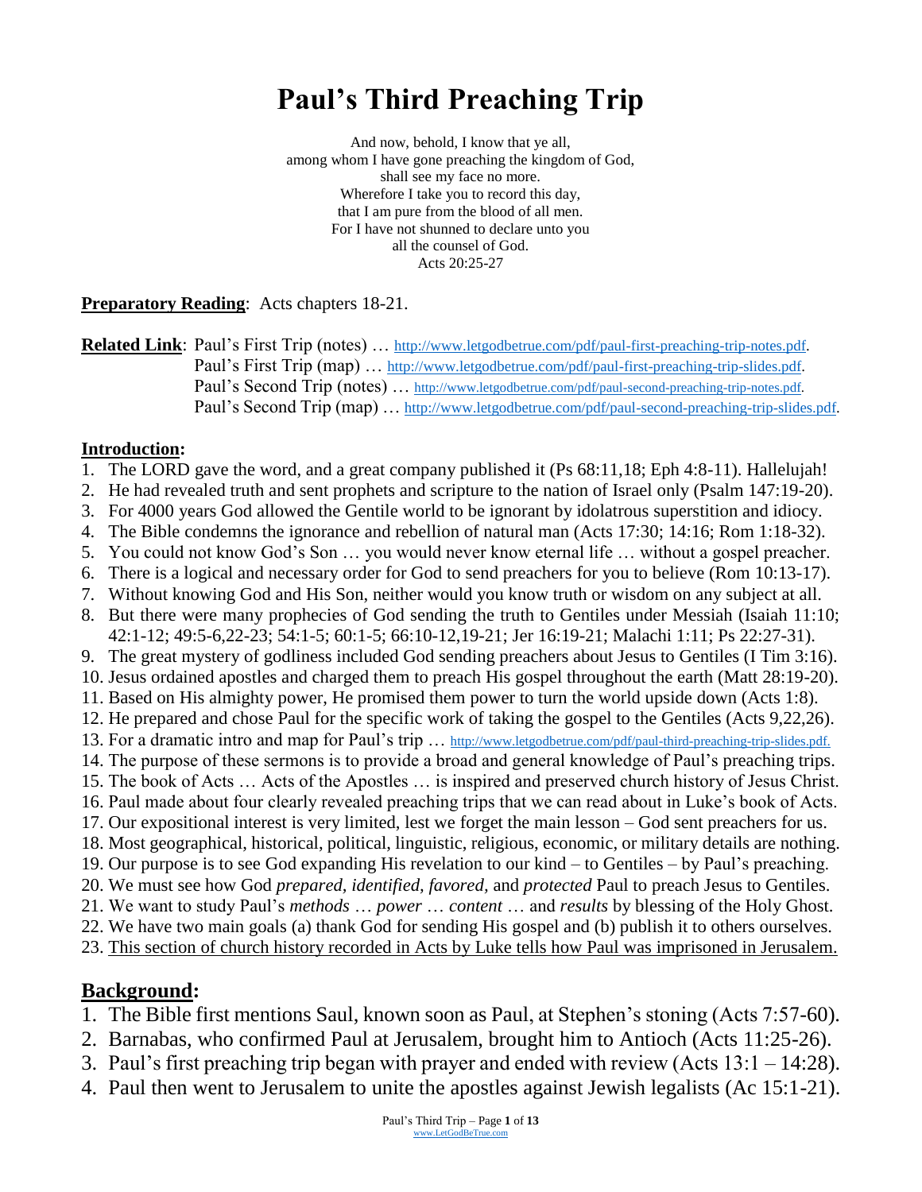# Paul's Third Preaching Trip

And now, behold, I know that ye all,
among whom I have gone preaching the kingdom of God,
shall see my face no more.
Wherefore I take you to record this day,
that I am pure from the blood of all men.
For I have not shunned to declare unto you
all the counsel of God.
Acts 20:25-27

**Preparatory Reading**: Acts chapters 18-21.

**Related Link**: Paul's First Trip (notes) … http://www.letgodbetrue.com/pdf/paul-first-preaching-trip-notes.pdf.
Paul's First Trip (map) … http://www.letgodbetrue.com/pdf/paul-first-preaching-trip-slides.pdf.
Paul's Second Trip (notes) … http://www.letgodbetrue.com/pdf/paul-second-preaching-trip-notes.pdf.
Paul's Second Trip (map) … http://www.letgodbetrue.com/pdf/paul-second-preaching-trip-slides.pdf.

**Introduction:**

1. The LORD gave the word, and a great company published it (Ps 68:11,18; Eph 4:8-11). Hallelujah!
2. He had revealed truth and sent prophets and scripture to the nation of Israel only (Psalm 147:19-20).
3. For 4000 years God allowed the Gentile world to be ignorant by idolatrous superstition and idiocy.
4. The Bible condemns the ignorance and rebellion of natural man (Acts 17:30; 14:16; Rom 1:18-32).
5. You could not know God's Son … you would never know eternal life … without a gospel preacher.
6. There is a logical and necessary order for God to send preachers for you to believe (Rom 10:13-17).
7. Without knowing God and His Son, neither would you know truth or wisdom on any subject at all.
8. But there were many prophecies of God sending the truth to Gentiles under Messiah (Isaiah 11:10; 42:1-12; 49:5-6,22-23; 54:1-5; 60:1-5; 66:10-12,19-21; Jer 16:19-21; Malachi 1:11; Ps 22:27-31).
9. The great mystery of godliness included God sending preachers about Jesus to Gentiles (I Tim 3:16).
10. Jesus ordained apostles and charged them to preach His gospel throughout the earth (Matt 28:19-20).
11. Based on His almighty power, He promised them power to turn the world upside down (Acts 1:8).
12. He prepared and chose Paul for the specific work of taking the gospel to the Gentiles (Acts 9,22,26).
13. For a dramatic intro and map for Paul's trip … http://www.letgodbetrue.com/pdf/paul-third-preaching-trip-slides.pdf.
14. The purpose of these sermons is to provide a broad and general knowledge of Paul's preaching trips.
15. The book of Acts … Acts of the Apostles … is inspired and preserved church history of Jesus Christ.
16. Paul made about four clearly revealed preaching trips that we can read about in Luke's book of Acts.
17. Our expositional interest is very limited, lest we forget the main lesson – God sent preachers for us.
18. Most geographical, historical, political, linguistic, religious, economic, or military details are nothing.
19. Our purpose is to see God expanding His revelation to our kind – to Gentiles – by Paul's preaching.
20. We must see how God *prepared, identified, favored,* and *protected* Paul to preach Jesus to Gentiles.
21. We want to study Paul's *methods* … *power* … *content* … and *results* by blessing of the Holy Ghost.
22. We have two main goals (a) thank God for sending His gospel and (b) publish it to others ourselves.
23. <u>This section of church history recorded in Acts by Luke tells how Paul was imprisoned in Jerusalem.</u>

## Background:

1. The Bible first mentions Saul, known soon as Paul, at Stephen's stoning (Acts 7:57-60).
2. Barnabas, who confirmed Paul at Jerusalem, brought him to Antioch (Acts 11:25-26).
3. Paul's first preaching trip began with prayer and ended with review (Acts 13:1 – 14:28).
4. Paul then went to Jerusalem to unite the apostles against Jewish legalists (Ac 15:1-21).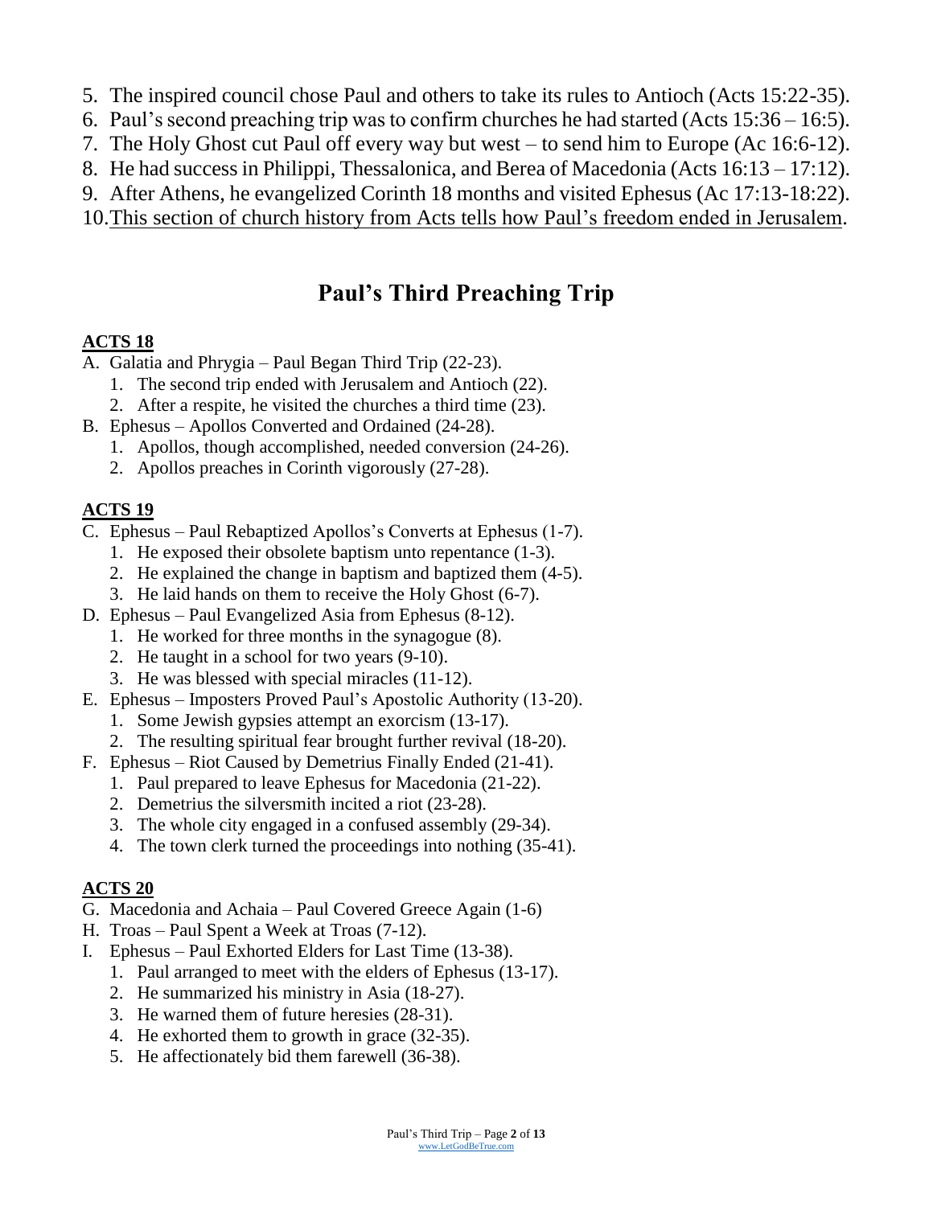5. The inspired council chose Paul and others to take its rules to Antioch (Acts 15:22-35).
6. Paul's second preaching trip was to confirm churches he had started (Acts 15:36 – 16:5).
7. The Holy Ghost cut Paul off every way but west – to send him to Europe (Ac 16:6-12).
8. He had success in Philippi, Thessalonica, and Berea of Macedonia (Acts 16:13 – 17:12).
9. After Athens, he evangelized Corinth 18 months and visited Ephesus (Ac 17:13-18:22).
10. <u>This section of church history from Acts tells how Paul's freedom ended in Jerusalem</u>.

## Paul's Third Preaching Trip

**<u>ACTS 18</u>**

A. Galatia and Phrygia – Paul Began Third Trip (22-23).
   1. The second trip ended with Jerusalem and Antioch (22).
   2. After a respite, he visited the churches a third time (23).

B. Ephesus – Apollos Converted and Ordained (24-28).
   1. Apollos, though accomplished, needed conversion (24-26).
   2. Apollos preaches in Corinth vigorously (27-28).

**<u>ACTS 19</u>**

C. Ephesus – Paul Rebaptized Apollos's Converts at Ephesus (1-7).
   1. He exposed their obsolete baptism unto repentance (1-3).
   2. He explained the change in baptism and baptized them (4-5).
   3. He laid hands on them to receive the Holy Ghost (6-7).

D. Ephesus – Paul Evangelized Asia from Ephesus (8-12).
   1. He worked for three months in the synagogue (8).
   2. He taught in a school for two years (9-10).
   3. He was blessed with special miracles (11-12).

E. Ephesus – Imposters Proved Paul's Apostolic Authority (13-20).
   1. Some Jewish gypsies attempt an exorcism (13-17).
   2. The resulting spiritual fear brought further revival (18-20).

F. Ephesus – Riot Caused by Demetrius Finally Ended (21-41).
   1. Paul prepared to leave Ephesus for Macedonia (21-22).
   2. Demetrius the silversmith incited a riot (23-28).
   3. The whole city engaged in a confused assembly (29-34).
   4. The town clerk turned the proceedings into nothing (35-41).

**<u>ACTS 20</u>**

G. Macedonia and Achaia – Paul Covered Greece Again (1-6)

H. Troas – Paul Spent a Week at Troas (7-12).

I. Ephesus – Paul Exhorted Elders for Last Time (13-38).
   1. Paul arranged to meet with the elders of Ephesus (13-17).
   2. He summarized his ministry in Asia (18-27).
   3. He warned them of future heresies (28-31).
   4. He exhorted them to growth in grace (32-35).
   5. He affectionately bid them farewell (36-38).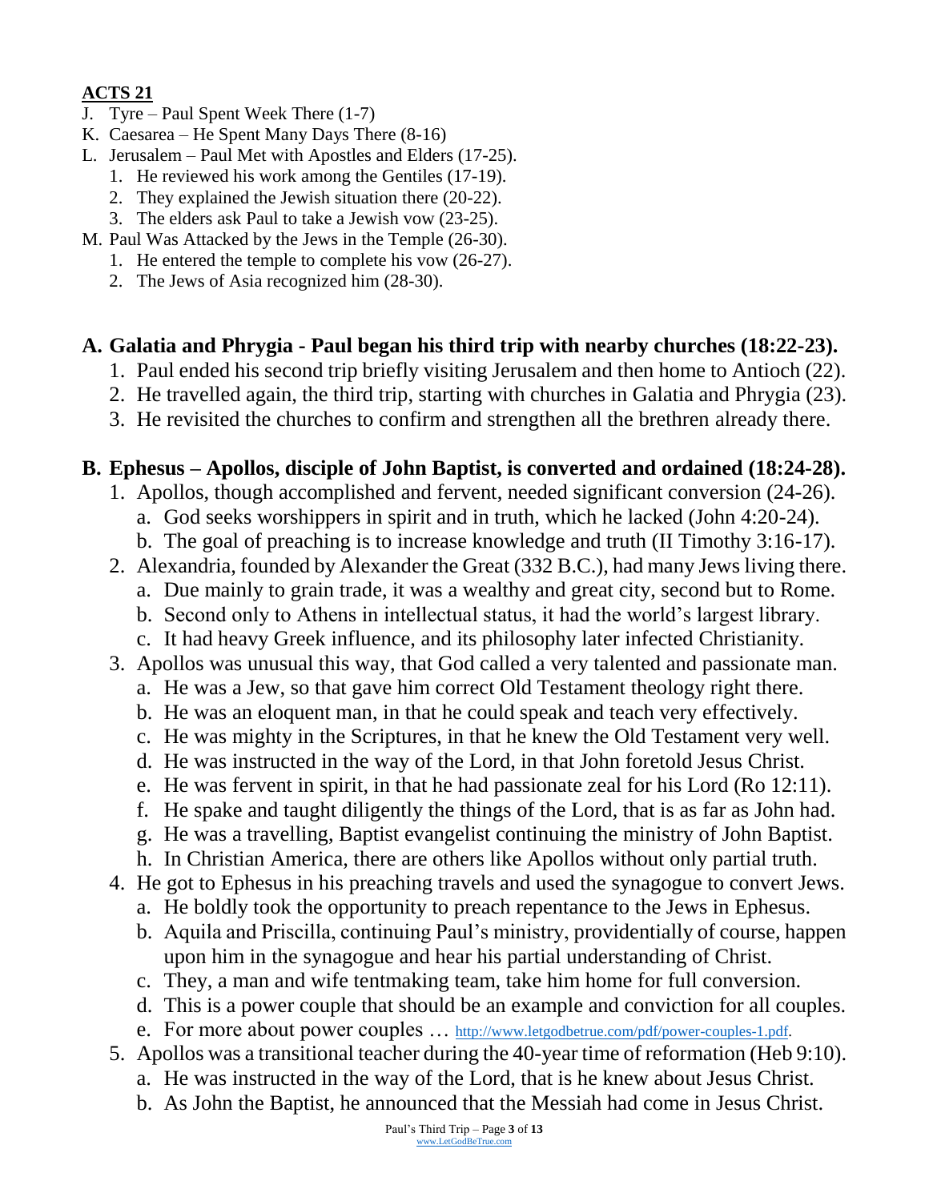**ACTS 21**

J. Tyre – Paul Spent Week There (1-7)
K. Caesarea – He Spent Many Days There (8-16)
L. Jerusalem – Paul Met with Apostles and Elders (17-25).
   1. He reviewed his work among the Gentiles (17-19).
   2. They explained the Jewish situation there (20-22).
   3. The elders ask Paul to take a Jewish vow (23-25).
M. Paul Was Attacked by the Jews in the Temple (26-30).
   1. He entered the temple to complete his vow (26-27).
   2. The Jews of Asia recognized him (28-30).

## A. Galatia and Phrygia - Paul began his third trip with nearby churches (18:22-23).

1. Paul ended his second trip briefly visiting Jerusalem and then home to Antioch (22).
2. He travelled again, the third trip, starting with churches in Galatia and Phrygia (23).
3. He revisited the churches to confirm and strengthen all the brethren already there.

## B. Ephesus – Apollos, disciple of John Baptist, is converted and ordained (18:24-28).

1. Apollos, though accomplished and fervent, needed significant conversion (24-26).
   a. God seeks worshippers in spirit and in truth, which he lacked (John 4:20-24).
   b. The goal of preaching is to increase knowledge and truth (II Timothy 3:16-17).
2. Alexandria, founded by Alexander the Great (332 B.C.), had many Jews living there.
   a. Due mainly to grain trade, it was a wealthy and great city, second but to Rome.
   b. Second only to Athens in intellectual status, it had the world's largest library.
   c. It had heavy Greek influence, and its philosophy later infected Christianity.
3. Apollos was unusual this way, that God called a very talented and passionate man.
   a. He was a Jew, so that gave him correct Old Testament theology right there.
   b. He was an eloquent man, in that he could speak and teach very effectively.
   c. He was mighty in the Scriptures, in that he knew the Old Testament very well.
   d. He was instructed in the way of the Lord, in that John foretold Jesus Christ.
   e. He was fervent in spirit, in that he had passionate zeal for his Lord (Ro 12:11).
   f. He spake and taught diligently the things of the Lord, that is as far as John had.
   g. He was a travelling, Baptist evangelist continuing the ministry of John Baptist.
   h. In Christian America, there are others like Apollos without only partial truth.
4. He got to Ephesus in his preaching travels and used the synagogue to convert Jews.
   a. He boldly took the opportunity to preach repentance to the Jews in Ephesus.
   b. Aquila and Priscilla, continuing Paul's ministry, providentially of course, happen upon him in the synagogue and hear his partial understanding of Christ.
   c. They, a man and wife tentmaking team, take him home for full conversion.
   d. This is a power couple that should be an example and conviction for all couples.
   e. For more about power couples … http://www.letgodbetrue.com/pdf/power-couples-1.pdf.
5. Apollos was a transitional teacher during the 40-year time of reformation (Heb 9:10).
   a. He was instructed in the way of the Lord, that is he knew about Jesus Christ.
   b. As John the Baptist, he announced that the Messiah had come in Jesus Christ.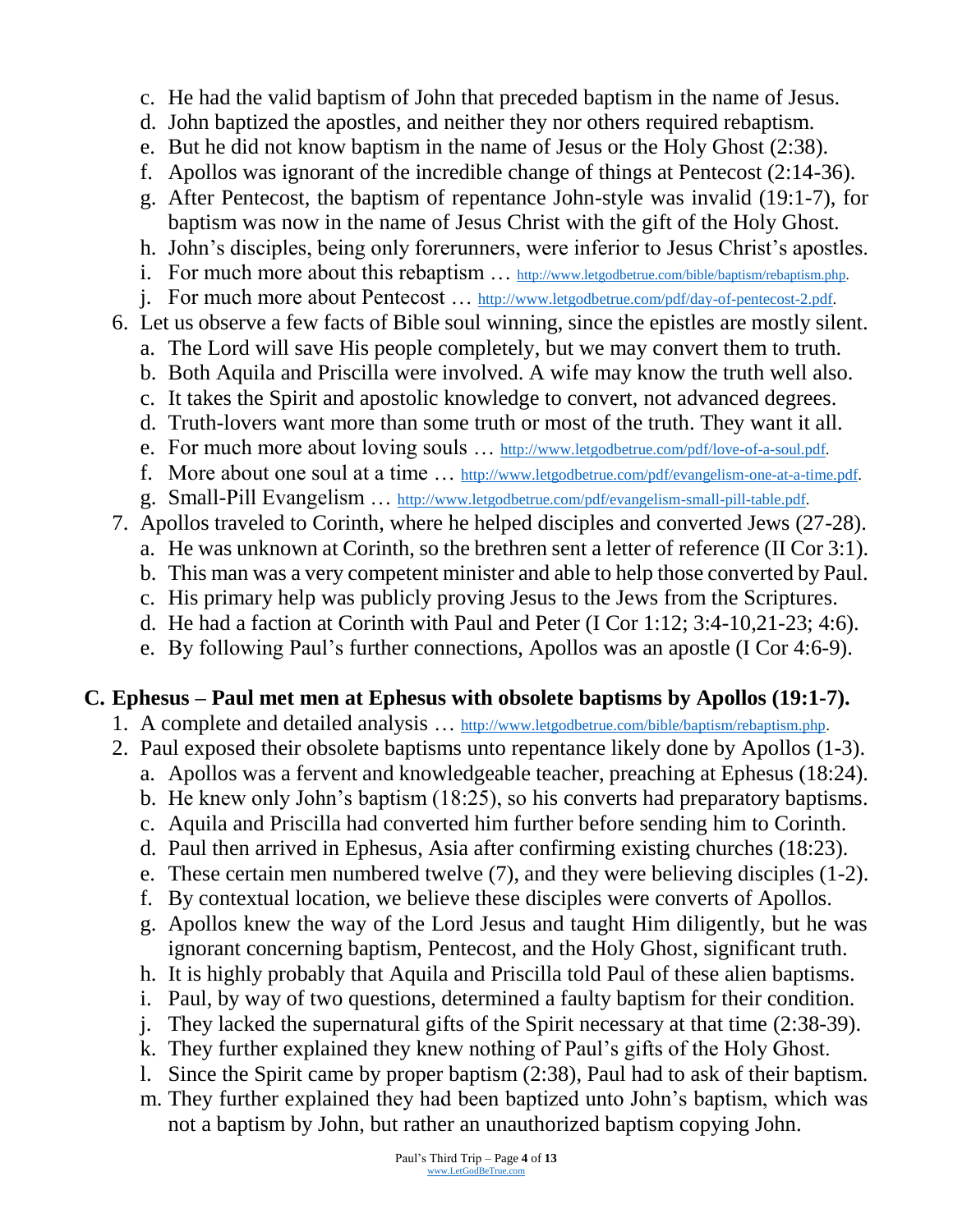c. He had the valid baptism of John that preceded baptism in the name of Jesus.
   d. John baptized the apostles, and neither they nor others required rebaptism.
   e. But he did not know baptism in the name of Jesus or the Holy Ghost (2:38).
   f. Apollos was ignorant of the incredible change of things at Pentecost (2:14-36).
   g. After Pentecost, the baptism of repentance John-style was invalid (19:1-7), for baptism was now in the name of Jesus Christ with the gift of the Holy Ghost.
   h. John's disciples, being only forerunners, were inferior to Jesus Christ's apostles.
   i. For much more about this rebaptism … http://www.letgodbetrue.com/bible/baptism/rebaptism.php.
   j. For much more about Pentecost … http://www.letgodbetrue.com/pdf/day-of-pentecost-2.pdf.

6. Let us observe a few facts of Bible soul winning, since the epistles are mostly silent.
   a. The Lord will save His people completely, but we may convert them to truth.
   b. Both Aquila and Priscilla were involved. A wife may know the truth well also.
   c. It takes the Spirit and apostolic knowledge to convert, not advanced degrees.
   d. Truth-lovers want more than some truth or most of the truth. They want it all.
   e. For much more about loving souls … http://www.letgodbetrue.com/pdf/love-of-a-soul.pdf.
   f. More about one soul at a time … http://www.letgodbetrue.com/pdf/evangelism-one-at-a-time.pdf.
   g. Small-Pill Evangelism … http://www.letgodbetrue.com/pdf/evangelism-small-pill-table.pdf.

7. Apollos traveled to Corinth, where he helped disciples and converted Jews (27-28).
   a. He was unknown at Corinth, so the brethren sent a letter of reference (II Cor 3:1).
   b. This man was a very competent minister and able to help those converted by Paul.
   c. His primary help was publicly proving Jesus to the Jews from the Scriptures.
   d. He had a faction at Corinth with Paul and Peter (I Cor 1:12; 3:4-10,21-23; 4:6).
   e. By following Paul's further connections, Apollos was an apostle (I Cor 4:6-9).

## C. Ephesus – Paul met men at Ephesus with obsolete baptisms by Apollos (19:1-7).

1. A complete and detailed analysis … http://www.letgodbetrue.com/bible/baptism/rebaptism.php.
2. Paul exposed their obsolete baptisms unto repentance likely done by Apollos (1-3).
   a. Apollos was a fervent and knowledgeable teacher, preaching at Ephesus (18:24).
   b. He knew only John's baptism (18:25), so his converts had preparatory baptisms.
   c. Aquila and Priscilla had converted him further before sending him to Corinth.
   d. Paul then arrived in Ephesus, Asia after confirming existing churches (18:23).
   e. These certain men numbered twelve (7), and they were believing disciples (1-2).
   f. By contextual location, we believe these disciples were converts of Apollos.
   g. Apollos knew the way of the Lord Jesus and taught Him diligently, but he was ignorant concerning baptism, Pentecost, and the Holy Ghost, significant truth.
   h. It is highly probably that Aquila and Priscilla told Paul of these alien baptisms.
   i. Paul, by way of two questions, determined a faulty baptism for their condition.
   j. They lacked the supernatural gifts of the Spirit necessary at that time (2:38-39).
   k. They further explained they knew nothing of Paul's gifts of the Holy Ghost.
   l. Since the Spirit came by proper baptism (2:38), Paul had to ask of their baptism.
   m. They further explained they had been baptized unto John's baptism, which was not a baptism by John, but rather an unauthorized baptism copying John.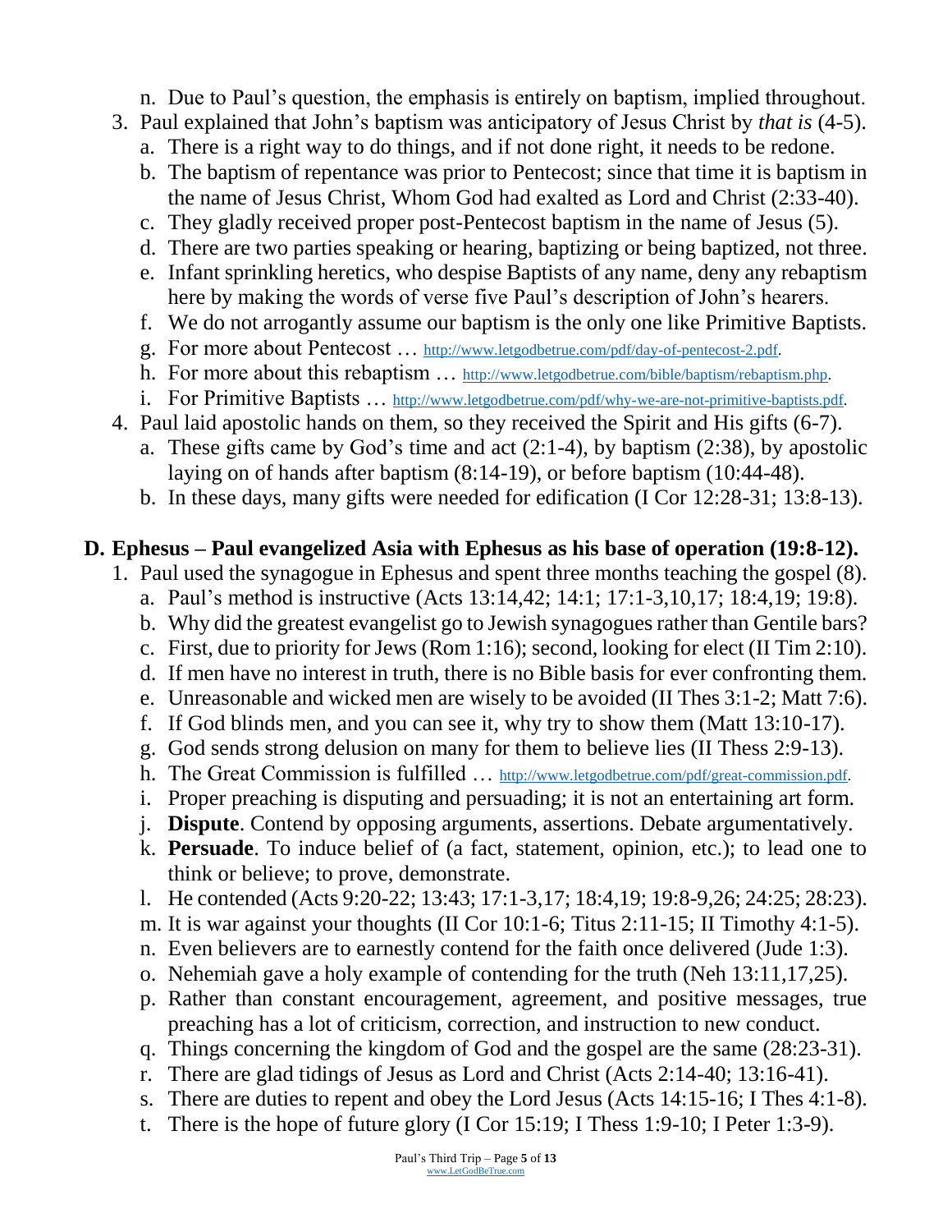n. Due to Paul's question, the emphasis is entirely on baptism, implied throughout.
3. Paul explained that John's baptism was anticipatory of Jesus Christ by *that is* (4-5).
   a. There is a right way to do things, and if not done right, it needs to be redone.
   b. The baptism of repentance was prior to Pentecost; since that time it is baptism in the name of Jesus Christ, Whom God had exalted as Lord and Christ (2:33-40).
   c. They gladly received proper post-Pentecost baptism in the name of Jesus (5).
   d. There are two parties speaking or hearing, baptizing or being baptized, not three.
   e. Infant sprinkling heretics, who despise Baptists of any name, deny any rebaptism here by making the words of verse five Paul's description of John's hearers.
   f. We do not arrogantly assume our baptism is the only one like Primitive Baptists.
   g. For more about Pentecost … http://www.letgodbetrue.com/pdf/day-of-pentecost-2.pdf.
   h. For more about this rebaptism … http://www.letgodbetrue.com/bible/baptism/rebaptism.php.
   i. For Primitive Baptists … http://www.letgodbetrue.com/pdf/why-we-are-not-primitive-baptists.pdf.
4. Paul laid apostolic hands on them, so they received the Spirit and His gifts (6-7).
   a. These gifts came by God's time and act (2:1-4), by baptism (2:38), by apostolic laying on of hands after baptism (8:14-19), or before baptism (10:44-48).
   b. In these days, many gifts were needed for edification (I Cor 12:28-31; 13:8-13).

## D. Ephesus – Paul evangelized Asia with Ephesus as his base of operation (19:8-12).

1. Paul used the synagogue in Ephesus and spent three months teaching the gospel (8).
   a. Paul's method is instructive (Acts 13:14,42; 14:1; 17:1-3,10,17; 18:4,19; 19:8).
   b. Why did the greatest evangelist go to Jewish synagogues rather than Gentile bars?
   c. First, due to priority for Jews (Rom 1:16); second, looking for elect (II Tim 2:10).
   d. If men have no interest in truth, there is no Bible basis for ever confronting them.
   e. Unreasonable and wicked men are wisely to be avoided (II Thes 3:1-2; Matt 7:6).
   f. If God blinds men, and you can see it, why try to show them (Matt 13:10-17).
   g. God sends strong delusion on many for them to believe lies (II Thess 2:9-13).
   h. The Great Commission is fulfilled … http://www.letgodbetrue.com/pdf/great-commission.pdf.
   i. Proper preaching is disputing and persuading; it is not an entertaining art form.
   j. **Dispute**. Contend by opposing arguments, assertions. Debate argumentatively.
   k. **Persuade**. To induce belief of (a fact, statement, opinion, etc.); to lead one to think or believe; to prove, demonstrate.
   l. He contended (Acts 9:20-22; 13:43; 17:1-3,17; 18:4,19; 19:8-9,26; 24:25; 28:23).
   m. It is war against your thoughts (II Cor 10:1-6; Titus 2:11-15; II Timothy 4:1-5).
   n. Even believers are to earnestly contend for the faith once delivered (Jude 1:3).
   o. Nehemiah gave a holy example of contending for the truth (Neh 13:11,17,25).
   p. Rather than constant encouragement, agreement, and positive messages, true preaching has a lot of criticism, correction, and instruction to new conduct.
   q. Things concerning the kingdom of God and the gospel are the same (28:23-31).
   r. There are glad tidings of Jesus as Lord and Christ (Acts 2:14-40; 13:16-41).
   s. There are duties to repent and obey the Lord Jesus (Acts 14:15-16; I Thes 4:1-8).
   t. There is the hope of future glory (I Cor 15:19; I Thess 1:9-10; I Peter 1:3-9).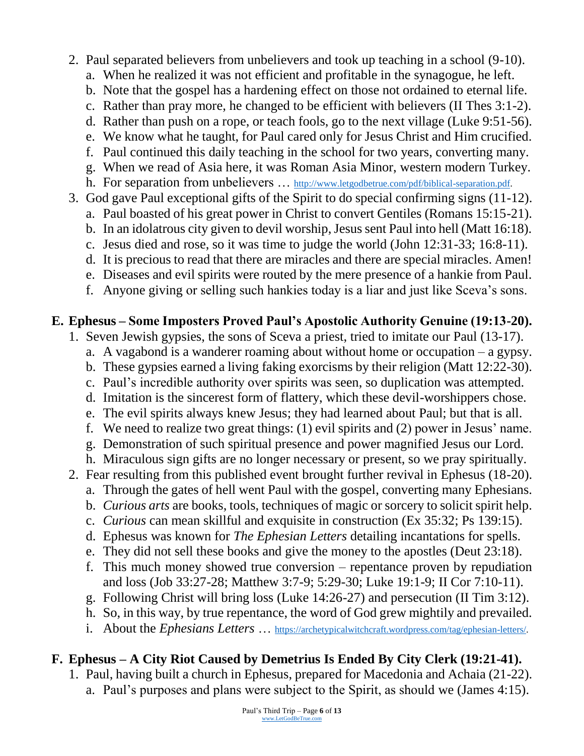2. Paul separated believers from unbelievers and took up teaching in a school (9-10).
   a. When he realized it was not efficient and profitable in the synagogue, he left.
   b. Note that the gospel has a hardening effect on those not ordained to eternal life.
   c. Rather than pray more, he changed to be efficient with believers (II Thes 3:1-2).
   d. Rather than push on a rope, or teach fools, go to the next village (Luke 9:51-56).
   e. We know what he taught, for Paul cared only for Jesus Christ and Him crucified.
   f. Paul continued this daily teaching in the school for two years, converting many.
   g. When we read of Asia here, it was Roman Asia Minor, western modern Turkey.
   h. For separation from unbelievers … http://www.letgodbetrue.com/pdf/biblical-separation.pdf.
3. God gave Paul exceptional gifts of the Spirit to do special confirming signs (11-12).
   a. Paul boasted of his great power in Christ to convert Gentiles (Romans 15:15-21).
   b. In an idolatrous city given to devil worship, Jesus sent Paul into hell (Matt 16:18).
   c. Jesus died and rose, so it was time to judge the world (John 12:31-33; 16:8-11).
   d. It is precious to read that there are miracles and there are special miracles. Amen!
   e. Diseases and evil spirits were routed by the mere presence of a hankie from Paul.
   f. Anyone giving or selling such hankies today is a liar and just like Sceva's sons.

## E. Ephesus – Some Imposters Proved Paul's Apostolic Authority Genuine (19:13-20).

1. Seven Jewish gypsies, the sons of Sceva a priest, tried to imitate our Paul (13-17).
   a. A vagabond is a wanderer roaming about without home or occupation – a gypsy.
   b. These gypsies earned a living faking exorcisms by their religion (Matt 12:22-30).
   c. Paul's incredible authority over spirits was seen, so duplication was attempted.
   d. Imitation is the sincerest form of flattery, which these devil-worshippers chose.
   e. The evil spirits always knew Jesus; they had learned about Paul; but that is all.
   f. We need to realize two great things: (1) evil spirits and (2) power in Jesus' name.
   g. Demonstration of such spiritual presence and power magnified Jesus our Lord.
   h. Miraculous sign gifts are no longer necessary or present, so we pray spiritually.
2. Fear resulting from this published event brought further revival in Ephesus (18-20).
   a. Through the gates of hell went Paul with the gospel, converting many Ephesians.
   b. *Curious arts* are books, tools, techniques of magic or sorcery to solicit spirit help.
   c. *Curious* can mean skillful and exquisite in construction (Ex 35:32; Ps 139:15).
   d. Ephesus was known for *The Ephesian Letters* detailing incantations for spells.
   e. They did not sell these books and give the money to the apostles (Deut 23:18).
   f. This much money showed true conversion – repentance proven by repudiation and loss (Job 33:27-28; Matthew 3:7-9; 5:29-30; Luke 19:1-9; II Cor 7:10-11).
   g. Following Christ will bring loss (Luke 14:26-27) and persecution (II Tim 3:12).
   h. So, in this way, by true repentance, the word of God grew mightily and prevailed.
   i. About the *Ephesians Letters* … https://archetypicalwitchcraft.wordpress.com/tag/ephesian-letters/.

## F. Ephesus – A City Riot Caused by Demetrius Is Ended By City Clerk (19:21-41).

1. Paul, having built a church in Ephesus, prepared for Macedonia and Achaia (21-22).
   a. Paul's purposes and plans were subject to the Spirit, as should we (James 4:15).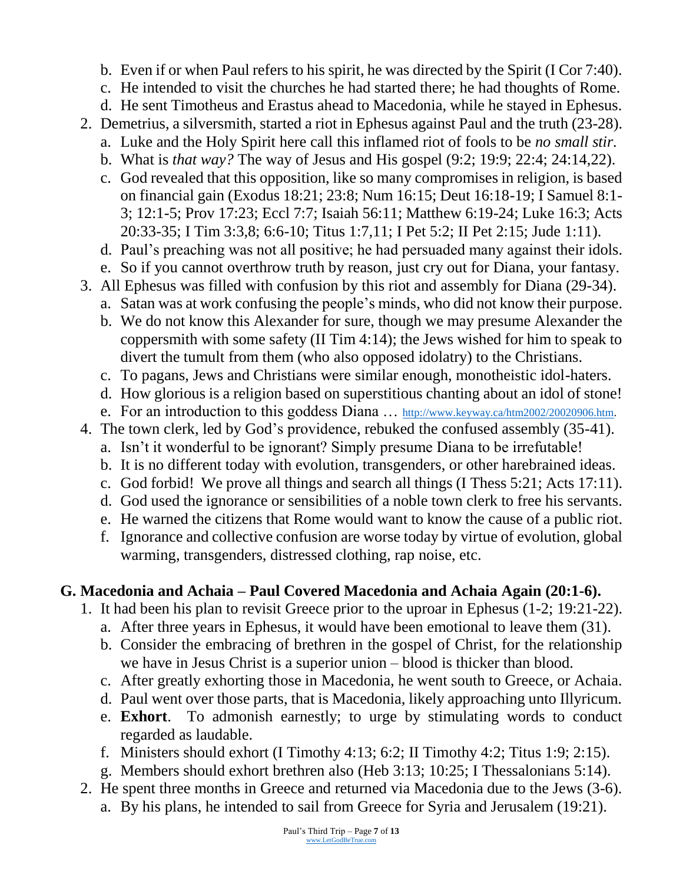b. Even if or when Paul refers to his spirit, he was directed by the Spirit (I Cor 7:40).
   c. He intended to visit the churches he had started there; he had thoughts of Rome.
   d. He sent Timotheus and Erastus ahead to Macedonia, while he stayed in Ephesus.

2. Demetrius, a silversmith, started a riot in Ephesus against Paul and the truth (23-28).
   a. Luke and the Holy Spirit here call this inflamed riot of fools to be *no small stir*.
   b. What is *that way?* The way of Jesus and His gospel (9:2; 19:9; 22:4; 24:14,22).
   c. God revealed that this opposition, like so many compromises in religion, is based on financial gain (Exodus 18:21; 23:8; Num 16:15; Deut 16:18-19; I Samuel 8:1-3; 12:1-5; Prov 17:23; Eccl 7:7; Isaiah 56:11; Matthew 6:19-24; Luke 16:3; Acts 20:33-35; I Tim 3:3,8; 6:6-10; Titus 1:7,11; I Pet 5:2; II Pet 2:15; Jude 1:11).
   d. Paul's preaching was not all positive; he had persuaded many against their idols.
   e. So if you cannot overthrow truth by reason, just cry out for Diana, your fantasy.

3. All Ephesus was filled with confusion by this riot and assembly for Diana (29-34).
   a. Satan was at work confusing the people's minds, who did not know their purpose.
   b. We do not know this Alexander for sure, though we may presume Alexander the coppersmith with some safety (II Tim 4:14); the Jews wished for him to speak to divert the tumult from them (who also opposed idolatry) to the Christians.
   c. To pagans, Jews and Christians were similar enough, monotheistic idol-haters.
   d. How glorious is a religion based on superstitious chanting about an idol of stone!
   e. For an introduction to this goddess Diana … http://www.keyway.ca/htm2002/20020906.htm.

4. The town clerk, led by God's providence, rebuked the confused assembly (35-41).
   a. Isn't it wonderful to be ignorant? Simply presume Diana to be irrefutable!
   b. It is no different today with evolution, transgenders, or other harebrained ideas.
   c. God forbid! We prove all things and search all things (I Thess 5:21; Acts 17:11).
   d. God used the ignorance or sensibilities of a noble town clerk to free his servants.
   e. He warned the citizens that Rome would want to know the cause of a public riot.
   f. Ignorance and collective confusion are worse today by virtue of evolution, global warming, transgenders, distressed clothing, rap noise, etc.

## G. Macedonia and Achaia – Paul Covered Macedonia and Achaia Again (20:1-6).

1. It had been his plan to revisit Greece prior to the uproar in Ephesus (1-2; 19:21-22).
   a. After three years in Ephesus, it would have been emotional to leave them (31).
   b. Consider the embracing of brethren in the gospel of Christ, for the relationship we have in Jesus Christ is a superior union – blood is thicker than blood.
   c. After greatly exhorting those in Macedonia, he went south to Greece, or Achaia.
   d. Paul went over those parts, that is Macedonia, likely approaching unto Illyricum.
   e. **Exhort**. To admonish earnestly; to urge by stimulating words to conduct regarded as laudable.
   f. Ministers should exhort (I Timothy 4:13; 6:2; II Timothy 4:2; Titus 1:9; 2:15).
   g. Members should exhort brethren also (Heb 3:13; 10:25; I Thessalonians 5:14).

2. He spent three months in Greece and returned via Macedonia due to the Jews (3-6).
   a. By his plans, he intended to sail from Greece for Syria and Jerusalem (19:21).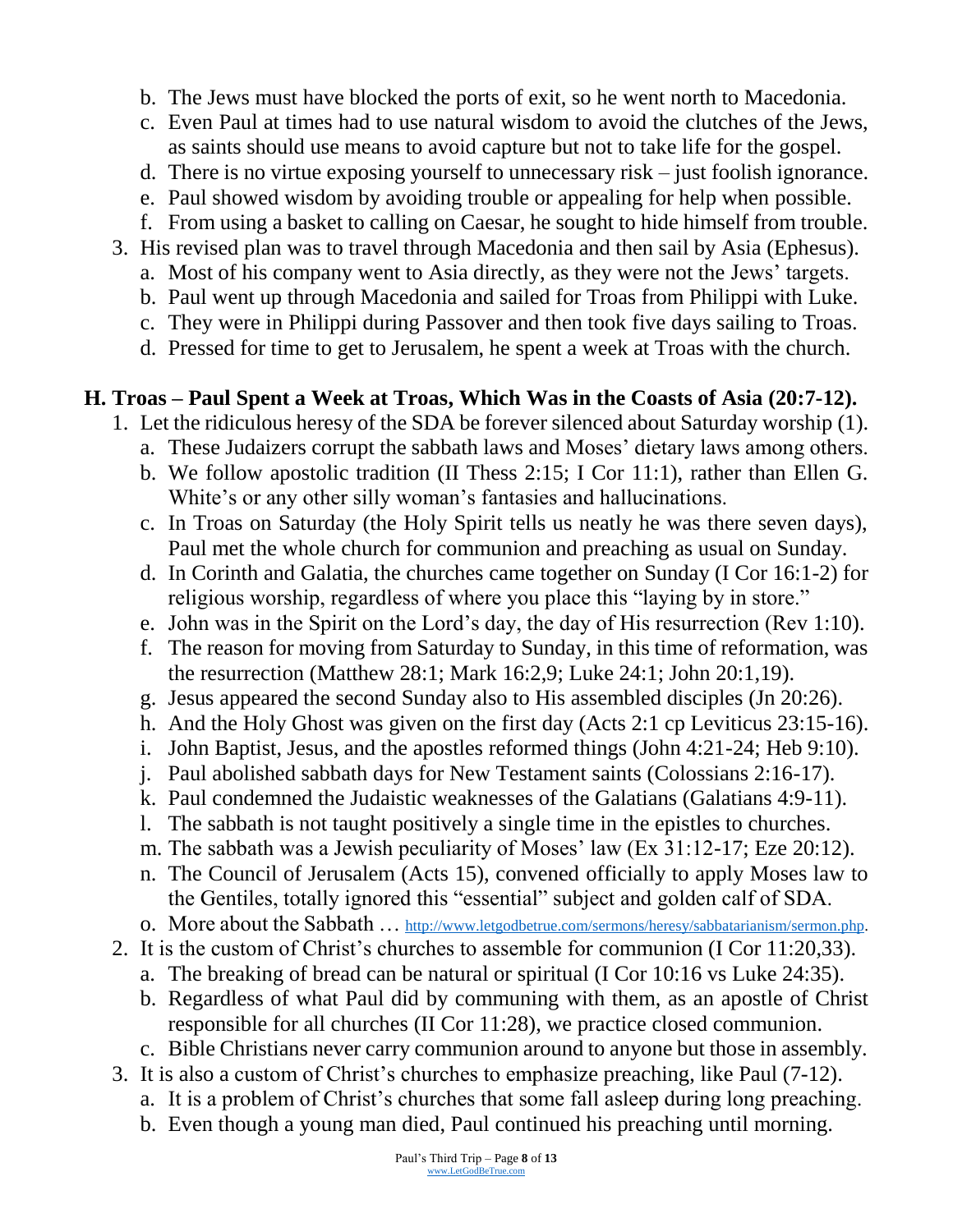b. The Jews must have blocked the ports of exit, so he went north to Macedonia.
   c. Even Paul at times had to use natural wisdom to avoid the clutches of the Jews, as saints should use means to avoid capture but not to take life for the gospel.
   d. There is no virtue exposing yourself to unnecessary risk – just foolish ignorance.
   e. Paul showed wisdom by avoiding trouble or appealing for help when possible.
   f. From using a basket to calling on Caesar, he sought to hide himself from trouble.
3. His revised plan was to travel through Macedonia and then sail by Asia (Ephesus).
   a. Most of his company went to Asia directly, as they were not the Jews' targets.
   b. Paul went up through Macedonia and sailed for Troas from Philippi with Luke.
   c. They were in Philippi during Passover and then took five days sailing to Troas.
   d. Pressed for time to get to Jerusalem, he spent a week at Troas with the church.

**H. Troas – Paul Spent a Week at Troas, Which Was in the Coasts of Asia (20:7-12).**

1. Let the ridiculous heresy of the SDA be forever silenced about Saturday worship (1).
   a. These Judaizers corrupt the sabbath laws and Moses' dietary laws among others.
   b. We follow apostolic tradition (II Thess 2:15; I Cor 11:1), rather than Ellen G. White's or any other silly woman's fantasies and hallucinations.
   c. In Troas on Saturday (the Holy Spirit tells us neatly he was there seven days), Paul met the whole church for communion and preaching as usual on Sunday.
   d. In Corinth and Galatia, the churches came together on Sunday (I Cor 16:1-2) for religious worship, regardless of where you place this "laying by in store."
   e. John was in the Spirit on the Lord's day, the day of His resurrection (Rev 1:10).
   f. The reason for moving from Saturday to Sunday, in this time of reformation, was the resurrection (Matthew 28:1; Mark 16:2,9; Luke 24:1; John 20:1,19).
   g. Jesus appeared the second Sunday also to His assembled disciples (Jn 20:26).
   h. And the Holy Ghost was given on the first day (Acts 2:1 cp Leviticus 23:15-16).
   i. John Baptist, Jesus, and the apostles reformed things (John 4:21-24; Heb 9:10).
   j. Paul abolished sabbath days for New Testament saints (Colossians 2:16-17).
   k. Paul condemned the Judaistic weaknesses of the Galatians (Galatians 4:9-11).
   l. The sabbath is not taught positively a single time in the epistles to churches.
   m. The sabbath was a Jewish peculiarity of Moses' law (Ex 31:12-17; Eze 20:12).
   n. The Council of Jerusalem (Acts 15), convened officially to apply Moses law to the Gentiles, totally ignored this "essential" subject and golden calf of SDA.
   o. More about the Sabbath … http://www.letgodbetrue.com/sermons/heresy/sabbatarianism/sermon.php.
2. It is the custom of Christ's churches to assemble for communion (I Cor 11:20,33).
   a. The breaking of bread can be natural or spiritual (I Cor 10:16 vs Luke 24:35).
   b. Regardless of what Paul did by communing with them, as an apostle of Christ responsible for all churches (II Cor 11:28), we practice closed communion.
   c. Bible Christians never carry communion around to anyone but those in assembly.
3. It is also a custom of Christ's churches to emphasize preaching, like Paul (7-12).
   a. It is a problem of Christ's churches that some fall asleep during long preaching.
   b. Even though a young man died, Paul continued his preaching until morning.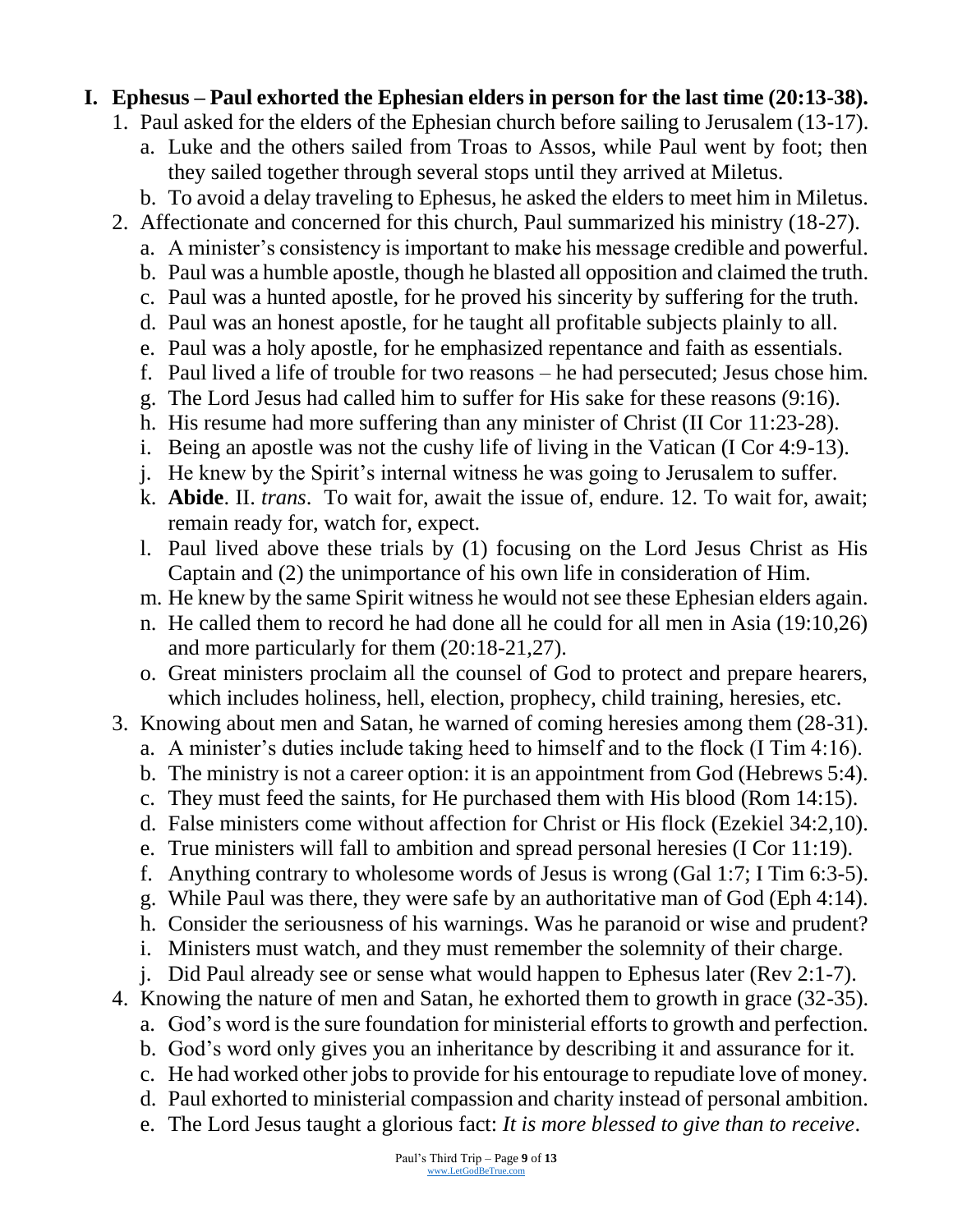# I. Ephesus – Paul exhorted the Ephesian elders in person for the last time (20:13-38).

1. Paul asked for the elders of the Ephesian church before sailing to Jerusalem (13-17).
   a. Luke and the others sailed from Troas to Assos, while Paul went by foot; then they sailed together through several stops until they arrived at Miletus.
   b. To avoid a delay traveling to Ephesus, he asked the elders to meet him in Miletus.
2. Affectionate and concerned for this church, Paul summarized his ministry (18-27).
   a. A minister's consistency is important to make his message credible and powerful.
   b. Paul was a humble apostle, though he blasted all opposition and claimed the truth.
   c. Paul was a hunted apostle, for he proved his sincerity by suffering for the truth.
   d. Paul was an honest apostle, for he taught all profitable subjects plainly to all.
   e. Paul was a holy apostle, for he emphasized repentance and faith as essentials.
   f. Paul lived a life of trouble for two reasons – he had persecuted; Jesus chose him.
   g. The Lord Jesus had called him to suffer for His sake for these reasons (9:16).
   h. His resume had more suffering than any minister of Christ (II Cor 11:23-28).
   i. Being an apostle was not the cushy life of living in the Vatican (I Cor 4:9-13).
   j. He knew by the Spirit's internal witness he was going to Jerusalem to suffer.
   k. **Abide**. II. *trans*. To wait for, await the issue of, endure. 12. To wait for, await; remain ready for, watch for, expect.
   l. Paul lived above these trials by (1) focusing on the Lord Jesus Christ as His Captain and (2) the unimportance of his own life in consideration of Him.
   m. He knew by the same Spirit witness he would not see these Ephesian elders again.
   n. He called them to record he had done all he could for all men in Asia (19:10,26) and more particularly for them (20:18-21,27).
   o. Great ministers proclaim all the counsel of God to protect and prepare hearers, which includes holiness, hell, election, prophecy, child training, heresies, etc.
3. Knowing about men and Satan, he warned of coming heresies among them (28-31).
   a. A minister's duties include taking heed to himself and to the flock (I Tim 4:16).
   b. The ministry is not a career option: it is an appointment from God (Hebrews 5:4).
   c. They must feed the saints, for He purchased them with His blood (Rom 14:15).
   d. False ministers come without affection for Christ or His flock (Ezekiel 34:2,10).
   e. True ministers will fall to ambition and spread personal heresies (I Cor 11:19).
   f. Anything contrary to wholesome words of Jesus is wrong (Gal 1:7; I Tim 6:3-5).
   g. While Paul was there, they were safe by an authoritative man of God (Eph 4:14).
   h. Consider the seriousness of his warnings. Was he paranoid or wise and prudent?
   i. Ministers must watch, and they must remember the solemnity of their charge.
   j. Did Paul already see or sense what would happen to Ephesus later (Rev 2:1-7).
4. Knowing the nature of men and Satan, he exhorted them to growth in grace (32-35).
   a. God's word is the sure foundation for ministerial efforts to growth and perfection.
   b. God's word only gives you an inheritance by describing it and assurance for it.
   c. He had worked other jobs to provide for his entourage to repudiate love of money.
   d. Paul exhorted to ministerial compassion and charity instead of personal ambition.
   e. The Lord Jesus taught a glorious fact: *It is more blessed to give than to receive*.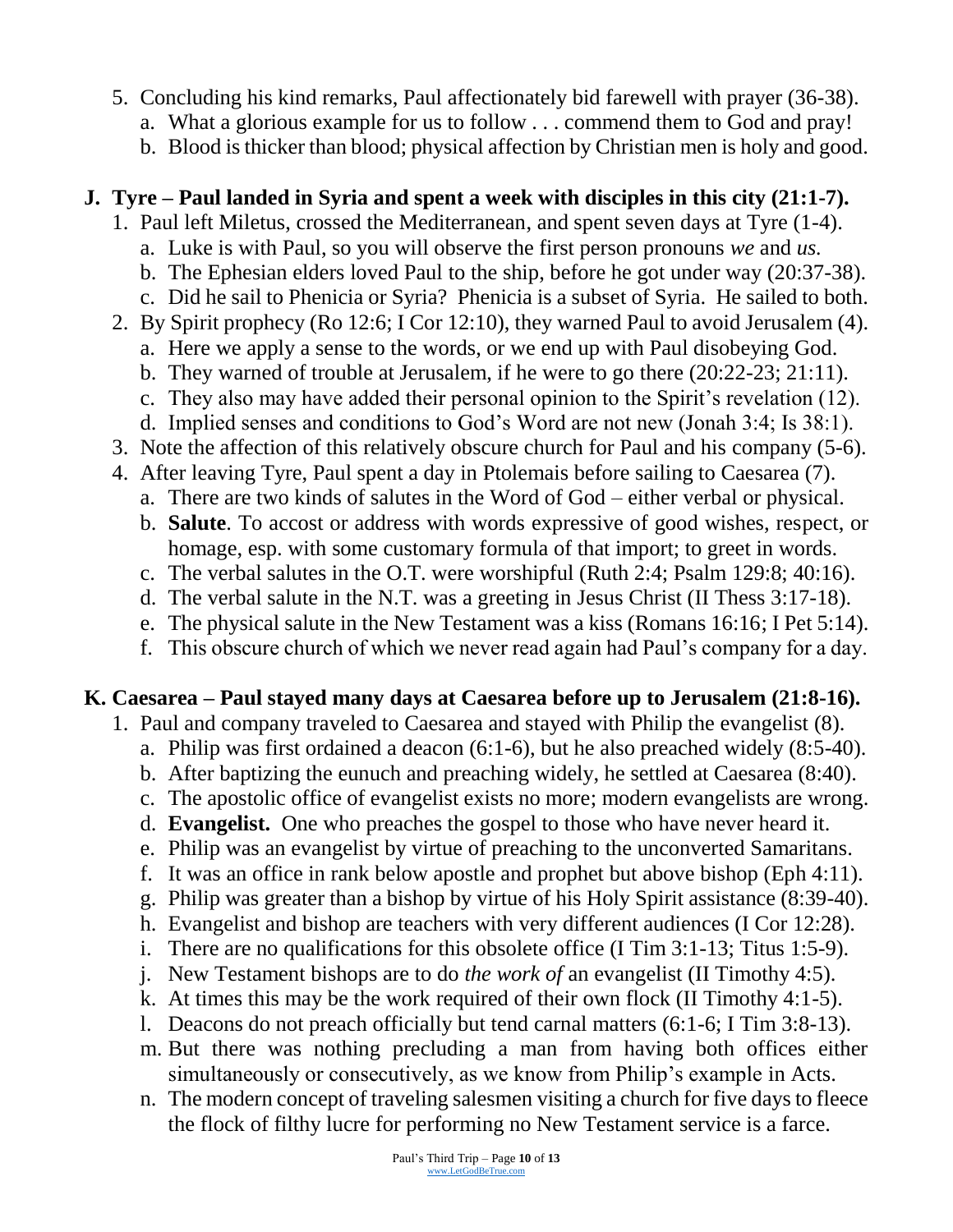5. Concluding his kind remarks, Paul affectionately bid farewell with prayer (36-38).
   a. What a glorious example for us to follow . . . commend them to God and pray!
   b. Blood is thicker than blood; physical affection by Christian men is holy and good.

## J. Tyre – Paul landed in Syria and spent a week with disciples in this city (21:1-7).

1. Paul left Miletus, crossed the Mediterranean, and spent seven days at Tyre (1-4).
   a. Luke is with Paul, so you will observe the first person pronouns *we* and *us.*
   b. The Ephesian elders loved Paul to the ship, before he got under way (20:37-38).
   c. Did he sail to Phenicia or Syria? Phenicia is a subset of Syria. He sailed to both.
2. By Spirit prophecy (Ro 12:6; I Cor 12:10), they warned Paul to avoid Jerusalem (4).
   a. Here we apply a sense to the words, or we end up with Paul disobeying God.
   b. They warned of trouble at Jerusalem, if he were to go there (20:22-23; 21:11).
   c. They also may have added their personal opinion to the Spirit's revelation (12).
   d. Implied senses and conditions to God's Word are not new (Jonah 3:4; Is 38:1).
3. Note the affection of this relatively obscure church for Paul and his company (5-6).
4. After leaving Tyre, Paul spent a day in Ptolemais before sailing to Caesarea (7).
   a. There are two kinds of salutes in the Word of God – either verbal or physical.
   b. **Salute**. To accost or address with words expressive of good wishes, respect, or homage, esp. with some customary formula of that import; to greet in words.
   c. The verbal salutes in the O.T. were worshipful (Ruth 2:4; Psalm 129:8; 40:16).
   d. The verbal salute in the N.T. was a greeting in Jesus Christ (II Thess 3:17-18).
   e. The physical salute in the New Testament was a kiss (Romans 16:16; I Pet 5:14).
   f. This obscure church of which we never read again had Paul's company for a day.

## K. Caesarea – Paul stayed many days at Caesarea before up to Jerusalem (21:8-16).

1. Paul and company traveled to Caesarea and stayed with Philip the evangelist (8).
   a. Philip was first ordained a deacon (6:1-6), but he also preached widely (8:5-40).
   b. After baptizing the eunuch and preaching widely, he settled at Caesarea (8:40).
   c. The apostolic office of evangelist exists no more; modern evangelists are wrong.
   d. **Evangelist.** One who preaches the gospel to those who have never heard it.
   e. Philip was an evangelist by virtue of preaching to the unconverted Samaritans.
   f. It was an office in rank below apostle and prophet but above bishop (Eph 4:11).
   g. Philip was greater than a bishop by virtue of his Holy Spirit assistance (8:39-40).
   h. Evangelist and bishop are teachers with very different audiences (I Cor 12:28).
   i. There are no qualifications for this obsolete office (I Tim 3:1-13; Titus 1:5-9).
   j. New Testament bishops are to do *the work of* an evangelist (II Timothy 4:5).
   k. At times this may be the work required of their own flock (II Timothy 4:1-5).
   l. Deacons do not preach officially but tend carnal matters (6:1-6; I Tim 3:8-13).
   m. But there was nothing precluding a man from having both offices either simultaneously or consecutively, as we know from Philip's example in Acts.
   n. The modern concept of traveling salesmen visiting a church for five days to fleece the flock of filthy lucre for performing no New Testament service is a farce.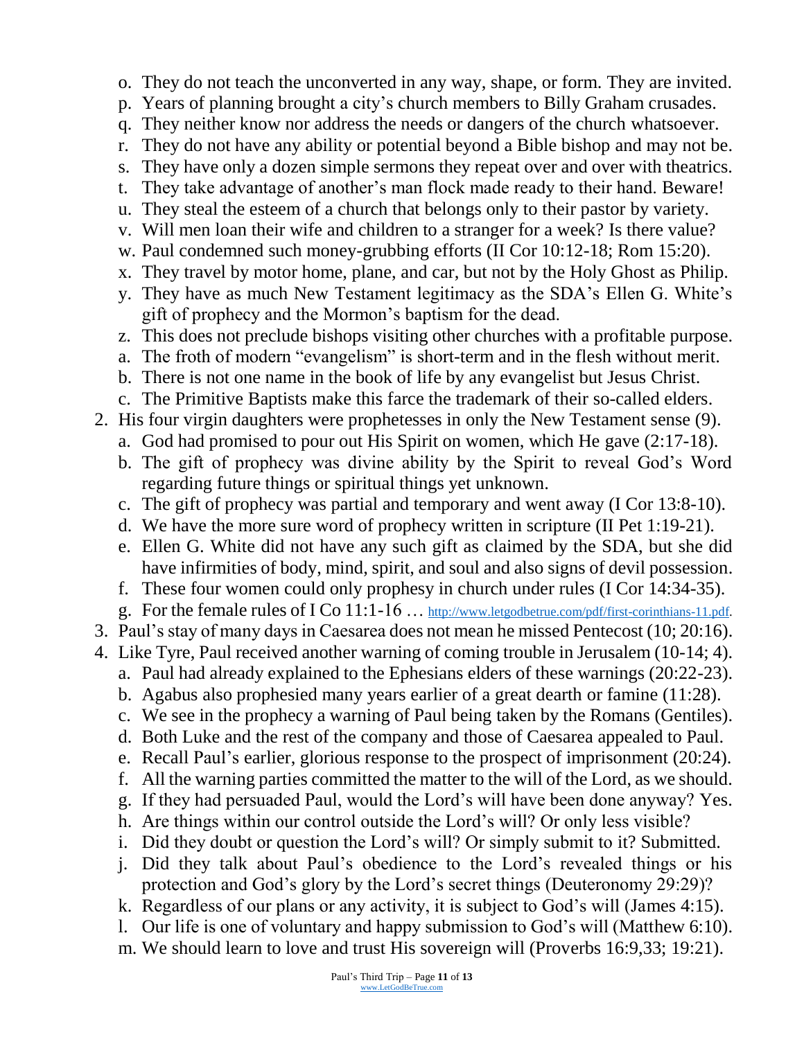o. They do not teach the unconverted in any way, shape, or form. They are invited.
   p. Years of planning brought a city's church members to Billy Graham crusades.
   q. They neither know nor address the needs or dangers of the church whatsoever.
   r. They do not have any ability or potential beyond a Bible bishop and may not be.
   s. They have only a dozen simple sermons they repeat over and over with theatrics.
   t. They take advantage of another's man flock made ready to their hand. Beware!
   u. They steal the esteem of a church that belongs only to their pastor by variety.
   v. Will men loan their wife and children to a stranger for a week? Is there value?
   w. Paul condemned such money-grubbing efforts (II Cor 10:12-18; Rom 15:20).
   x. They travel by motor home, plane, and car, but not by the Holy Ghost as Philip.
   y. They have as much New Testament legitimacy as the SDA's Ellen G. White's gift of prophecy and the Mormon's baptism for the dead.
   z. This does not preclude bishops visiting other churches with a profitable purpose.
   a. The froth of modern "evangelism" is short-term and in the flesh without merit.
   b. There is not one name in the book of life by any evangelist but Jesus Christ.
   c. The Primitive Baptists make this farce the trademark of their so-called elders.

2. His four virgin daughters were prophetesses in only the New Testament sense (9).
   a. God had promised to pour out His Spirit on women, which He gave (2:17-18).
   b. The gift of prophecy was divine ability by the Spirit to reveal God's Word regarding future things or spiritual things yet unknown.
   c. The gift of prophecy was partial and temporary and went away (I Cor 13:8-10).
   d. We have the more sure word of prophecy written in scripture (II Pet 1:19-21).
   e. Ellen G. White did not have any such gift as claimed by the SDA, but she did have infirmities of body, mind, spirit, and soul and also signs of devil possession.
   f. These four women could only prophesy in church under rules (I Cor 14:34-35).
   g. For the female rules of I Co 11:1-16 … http://www.letgodbetrue.com/pdf/first-corinthians-11.pdf.
3. Paul's stay of many days in Caesarea does not mean he missed Pentecost (10; 20:16).
4. Like Tyre, Paul received another warning of coming trouble in Jerusalem (10-14; 4).
   a. Paul had already explained to the Ephesians elders of these warnings (20:22-23).
   b. Agabus also prophesied many years earlier of a great dearth or famine (11:28).
   c. We see in the prophecy a warning of Paul being taken by the Romans (Gentiles).
   d. Both Luke and the rest of the company and those of Caesarea appealed to Paul.
   e. Recall Paul's earlier, glorious response to the prospect of imprisonment (20:24).
   f. All the warning parties committed the matter to the will of the Lord, as we should.
   g. If they had persuaded Paul, would the Lord's will have been done anyway? Yes.
   h. Are things within our control outside the Lord's will? Or only less visible?
   i. Did they doubt or question the Lord's will? Or simply submit to it? Submitted.
   j. Did they talk about Paul's obedience to the Lord's revealed things or his protection and God's glory by the Lord's secret things (Deuteronomy 29:29)?
   k. Regardless of our plans or any activity, it is subject to God's will (James 4:15).
   l. Our life is one of voluntary and happy submission to God's will (Matthew 6:10).
   m. We should learn to love and trust His sovereign will (Proverbs 16:9,33; 19:21).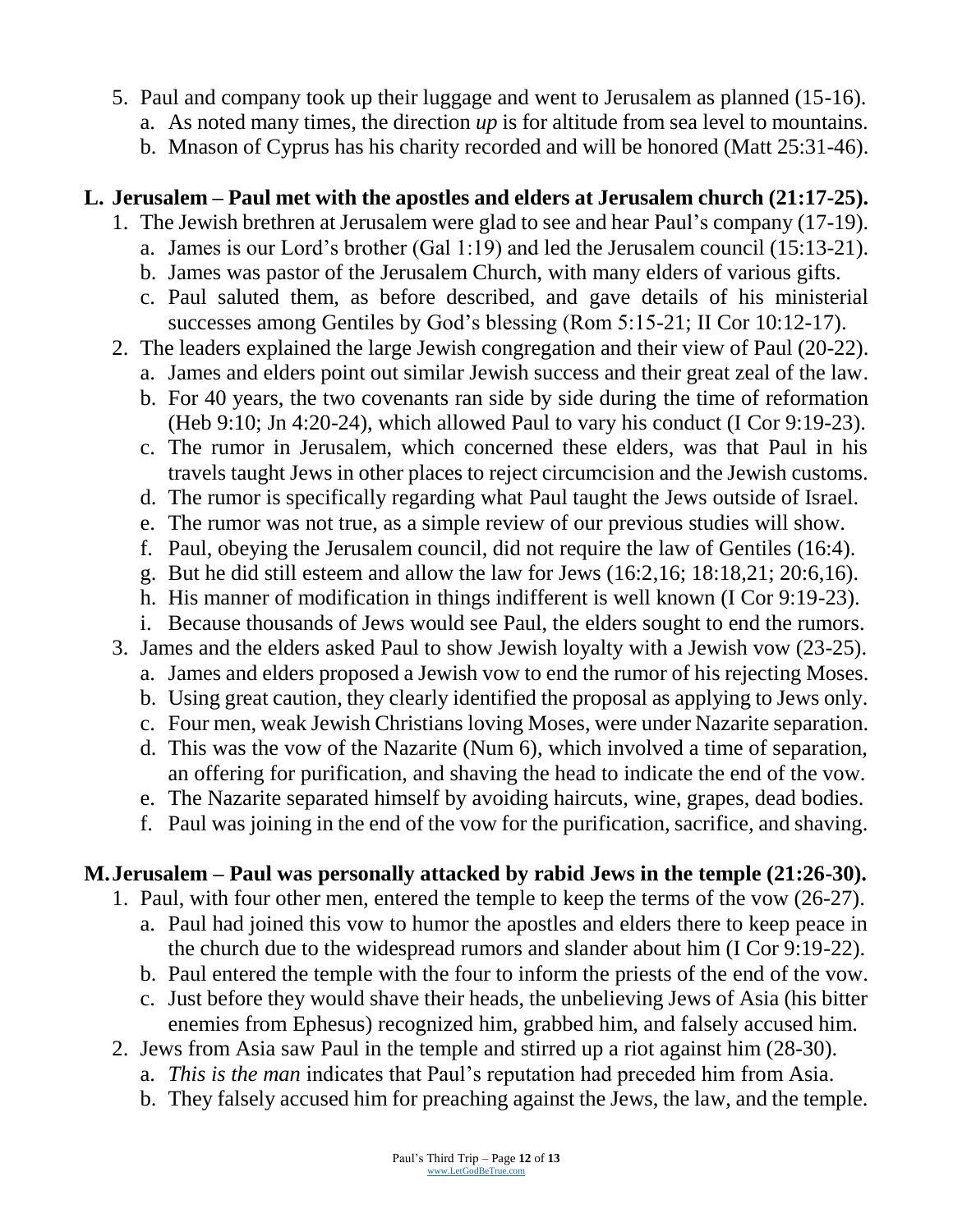5. Paul and company took up their luggage and went to Jerusalem as planned (15-16).
   a. As noted many times, the direction *up* is for altitude from sea level to mountains.
   b. Mnason of Cyprus has his charity recorded and will be honored (Matt 25:31-46).

## L. Jerusalem – Paul met with the apostles and elders at Jerusalem church (21:17-25).

1. The Jewish brethren at Jerusalem were glad to see and hear Paul's company (17-19).
   a. James is our Lord's brother (Gal 1:19) and led the Jerusalem council (15:13-21).
   b. James was pastor of the Jerusalem Church, with many elders of various gifts.
   c. Paul saluted them, as before described, and gave details of his ministerial successes among Gentiles by God's blessing (Rom 5:15-21; II Cor 10:12-17).
2. The leaders explained the large Jewish congregation and their view of Paul (20-22).
   a. James and elders point out similar Jewish success and their great zeal of the law.
   b. For 40 years, the two covenants ran side by side during the time of reformation (Heb 9:10; Jn 4:20-24), which allowed Paul to vary his conduct (I Cor 9:19-23).
   c. The rumor in Jerusalem, which concerned these elders, was that Paul in his travels taught Jews in other places to reject circumcision and the Jewish customs.
   d. The rumor is specifically regarding what Paul taught the Jews outside of Israel.
   e. The rumor was not true, as a simple review of our previous studies will show.
   f. Paul, obeying the Jerusalem council, did not require the law of Gentiles (16:4).
   g. But he did still esteem and allow the law for Jews (16:2,16; 18:18,21; 20:6,16).
   h. His manner of modification in things indifferent is well known (I Cor 9:19-23).
   i. Because thousands of Jews would see Paul, the elders sought to end the rumors.
3. James and the elders asked Paul to show Jewish loyalty with a Jewish vow (23-25).
   a. James and elders proposed a Jewish vow to end the rumor of his rejecting Moses.
   b. Using great caution, they clearly identified the proposal as applying to Jews only.
   c. Four men, weak Jewish Christians loving Moses, were under Nazarite separation.
   d. This was the vow of the Nazarite (Num 6), which involved a time of separation, an offering for purification, and shaving the head to indicate the end of the vow.
   e. The Nazarite separated himself by avoiding haircuts, wine, grapes, dead bodies.
   f. Paul was joining in the end of the vow for the purification, sacrifice, and shaving.

## M. Jerusalem – Paul was personally attacked by rabid Jews in the temple (21:26-30).

1. Paul, with four other men, entered the temple to keep the terms of the vow (26-27).
   a. Paul had joined this vow to humor the apostles and elders there to keep peace in the church due to the widespread rumors and slander about him (I Cor 9:19-22).
   b. Paul entered the temple with the four to inform the priests of the end of the vow.
   c. Just before they would shave their heads, the unbelieving Jews of Asia (his bitter enemies from Ephesus) recognized him, grabbed him, and falsely accused him.
2. Jews from Asia saw Paul in the temple and stirred up a riot against him (28-30).
   a. *This is the man* indicates that Paul's reputation had preceded him from Asia.
   b. They falsely accused him for preaching against the Jews, the law, and the temple.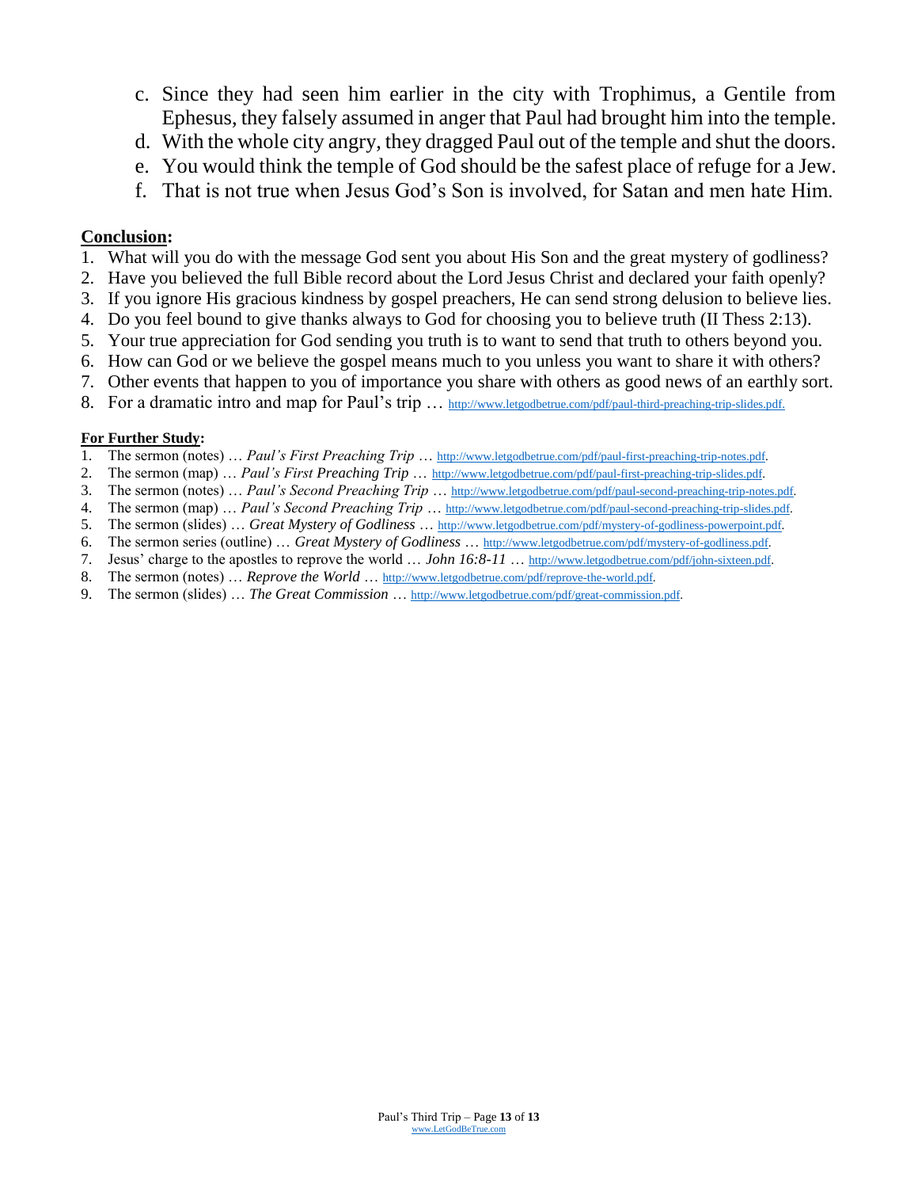c. Since they had seen him earlier in the city with Trophimus, a Gentile from Ephesus, they falsely assumed in anger that Paul had brought him into the temple.
d. With the whole city angry, they dragged Paul out of the temple and shut the doors.
e. You would think the temple of God should be the safest place of refuge for a Jew.
f. That is not true when Jesus God's Son is involved, for Satan and men hate Him.

**Conclusion:**

1. What will you do with the message God sent you about His Son and the great mystery of godliness?
2. Have you believed the full Bible record about the Lord Jesus Christ and declared your faith openly?
3. If you ignore His gracious kindness by gospel preachers, He can send strong delusion to believe lies.
4. Do you feel bound to give thanks always to God for choosing you to believe truth (II Thess 2:13).
5. Your true appreciation for God sending you truth is to want to send that truth to others beyond you.
6. How can God or we believe the gospel means much to you unless you want to share it with others?
7. Other events that happen to you of importance you share with others as good news of an earthly sort.
8. For a dramatic intro and map for Paul's trip … http://www.letgodbetrue.com/pdf/paul-third-preaching-trip-slides.pdf.

**For Further Study:**

1. The sermon (notes) … *Paul's First Preaching Trip* … http://www.letgodbetrue.com/pdf/paul-first-preaching-trip-notes.pdf.
2. The sermon (map) … *Paul's First Preaching Trip* … http://www.letgodbetrue.com/pdf/paul-first-preaching-trip-slides.pdf.
3. The sermon (notes) … *Paul's Second Preaching Trip* … http://www.letgodbetrue.com/pdf/paul-second-preaching-trip-notes.pdf.
4. The sermon (map) … *Paul's Second Preaching Trip* … http://www.letgodbetrue.com/pdf/paul-second-preaching-trip-slides.pdf.
5. The sermon (slides) … *Great Mystery of Godliness* … http://www.letgodbetrue.com/pdf/mystery-of-godliness-powerpoint.pdf.
6. The sermon series (outline) … *Great Mystery of Godliness* … http://www.letgodbetrue.com/pdf/mystery-of-godliness.pdf.
7. Jesus' charge to the apostles to reprove the world … *John 16:8-11* … http://www.letgodbetrue.com/pdf/john-sixteen.pdf.
8. The sermon (notes) … *Reprove the World* … http://www.letgodbetrue.com/pdf/reprove-the-world.pdf.
9. The sermon (slides) … *The Great Commission* … http://www.letgodbetrue.com/pdf/great-commission.pdf.